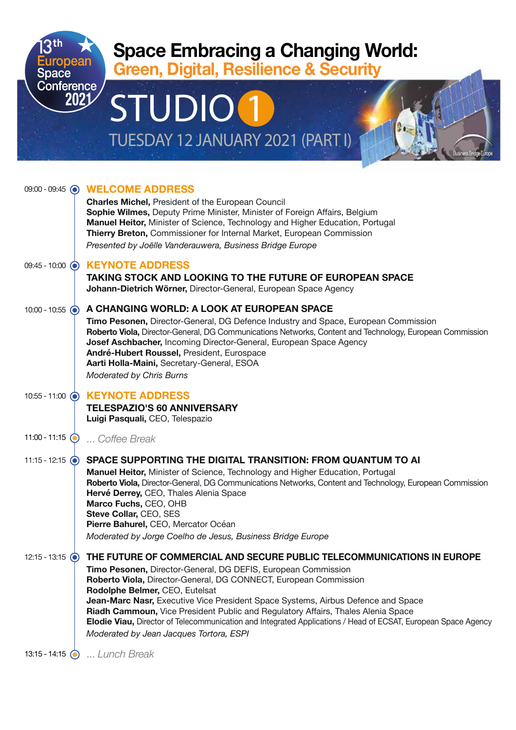13th European Space Conference 2021

# Space Embracing a Changing World:
## Green, Digital, Resilience & Security

# STUDIO 1

## TUESDAY 12 JANUARY 2021 (PART I)

**09:00 - 09:45** **WELCOME ADDRESS**

**Charles Michel,** President of the European Council
**Sophie Wilmes,** Deputy Prime Minister, Minister of Foreign Affairs, Belgium
**Manuel Heitor,** Minister of Science, Technology and Higher Education, Portugal
**Thierry Breton,** Commissioner for Internal Market, European Commission
*Presented by Joëlle Vanderauwera, Business Bridge Europe*

**09:45 - 10:00** **KEYNOTE ADDRESS**

**TAKING STOCK AND LOOKING TO THE FUTURE OF EUROPEAN SPACE**
**Johann-Dietrich Wörner,** Director-General, European Space Agency

**10:00 - 10:55** **A CHANGING WORLD: A LOOK AT EUROPEAN SPACE**

**Timo Pesonen,** Director-General, DG Defence Industry and Space, European Commission
**Roberto Viola,** Director-General, DG Communications Networks, Content and Technology, European Commission
**Josef Aschbacher,** Incoming Director-General, European Space Agency
**André-Hubert Roussel,** President, Eurospace
**Aarti Holla-Maini,** Secretary-General, ESOA
*Moderated by Chris Burns*

**10:55 - 11:00** **KEYNOTE ADDRESS**

**TELESPAZIO'S 60 ANNIVERSARY**
**Luigi Pasquali,** CEO, Telespazio

**11:00 - 11:15** *... Coffee Break*

**11:15 - 12:15** **SPACE SUPPORTING THE DIGITAL TRANSITION: FROM QUANTUM TO AI**

**Manuel Heitor,** Minister of Science, Technology and Higher Education, Portugal
**Roberto Viola,** Director-General, DG Communications Networks, Content and Technology, European Commission
**Hervé Derrey,** CEO, Thales Alenia Space
**Marco Fuchs,** CEO, OHB
**Steve Collar,** CEO, SES
**Pierre Bahurel,** CEO, Mercator Océan
*Moderated by Jorge Coelho de Jesus, Business Bridge Europe*

**12:15 - 13:15** **THE FUTURE OF COMMERCIAL AND SECURE PUBLIC TELECOMMUNICATIONS IN EUROPE**

**Timo Pesonen,** Director-General, DG DEFIS, European Commission
**Roberto Viola,** Director-General, DG CONNECT, European Commission
**Rodolphe Belmer,** CEO, Eutelsat
**Jean-Marc Nasr,** Executive Vice President Space Systems, Airbus Defence and Space
**Riadh Cammoun,** Vice President Public and Regulatory Affairs, Thales Alenia Space
**Elodie Viau,** Director of Telecommunication and Integrated Applications / Head of ECSAT, European Space Agency
*Moderated by Jean Jacques Tortora, ESPI*

**13:15 - 14:15** *... Lunch Break*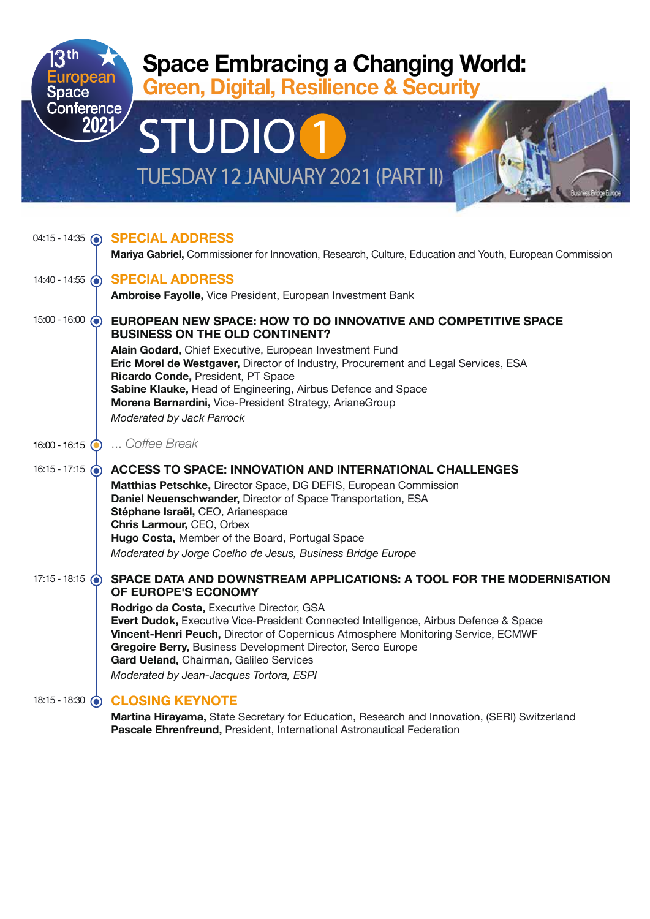13th European Space Conference 2021

# Space Embracing a Changing World:

## Green, Digital, Resilience & Security

# STUDIO 1

## TUESDAY 12 JANUARY 2021 (PART II)

04:15 - 14:35 **SPECIAL ADDRESS**

**Mariya Gabriel,** Commissioner for Innovation, Research, Culture, Education and Youth, European Commission

14:40 - 14:55 **SPECIAL ADDRESS**

**Ambroise Fayolle,** Vice President, European Investment Bank

15:00 - 16:00 **EUROPEAN NEW SPACE: HOW TO DO INNOVATIVE AND COMPETITIVE SPACE BUSINESS ON THE OLD CONTINENT?**

**Alain Godard,** Chief Executive, European Investment Fund
**Eric Morel de Westgaver,** Director of Industry, Procurement and Legal Services, ESA
**Ricardo Conde,** President, PT Space
**Sabine Klauke,** Head of Engineering, Airbus Defence and Space
**Morena Bernardini,** Vice-President Strategy, ArianeGroup
*Moderated by Jack Parrock*

16:00 - 16:15 *... Coffee Break*

16:15 - 17:15 **ACCESS TO SPACE: INNOVATION AND INTERNATIONAL CHALLENGES**

**Matthias Petschke,** Director Space, DG DEFIS, European Commission
**Daniel Neuenschwander,** Director of Space Transportation, ESA
**Stéphane Israël,** CEO, Arianespace
**Chris Larmour,** CEO, Orbex
**Hugo Costa,** Member of the Board, Portugal Space
*Moderated by Jorge Coelho de Jesus, Business Bridge Europe*

17:15 - 18:15 **SPACE DATA AND DOWNSTREAM APPLICATIONS: A TOOL FOR THE MODERNISATION OF EUROPE'S ECONOMY**

**Rodrigo da Costa,** Executive Director, GSA
**Evert Dudok,** Executive Vice-President Connected Intelligence, Airbus Defence & Space
**Vincent-Henri Peuch,** Director of Copernicus Atmosphere Monitoring Service, ECMWF
**Gregoire Berry,** Business Development Director, Serco Europe
**Gard Ueland,** Chairman, Galileo Services
*Moderated by Jean-Jacques Tortora, ESPI*

18:15 - 18:30 **CLOSING KEYNOTE**

**Martina Hirayama,** State Secretary for Education, Research and Innovation, (SERI) Switzerland
**Pascale Ehrenfreund,** President, International Astronautical Federation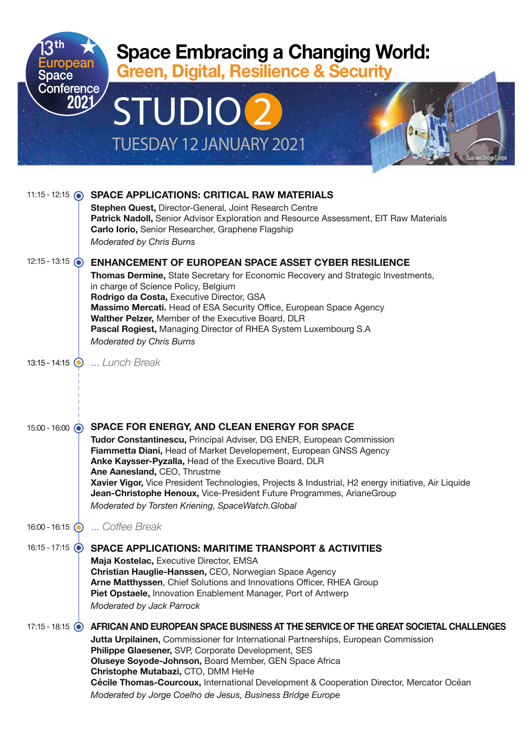# Space Embracing a Changing World:

## Green, Digital, Resilience & Security

13th European Space Conference 2021

# STUDIO 2

## TUESDAY 12 JANUARY 2021

**11:15 - 12:15** **SPACE APPLICATIONS: CRITICAL RAW MATERIALS**

**Stephen Quest,** Director-General, Joint Research Centre
**Patrick Nadoll,** Senior Advisor Exploration and Resource Assessment, EIT Raw Materials
**Carlo Iorio,** Senior Researcher, Graphene Flagship
*Moderated by Chris Burns*

**12:15 - 13:15** **ENHANCEMENT OF EUROPEAN SPACE ASSET CYBER RESILIENCE**

**Thomas Dermine,** State Secretary for Economic Recovery and Strategic Investments, in charge of Science Policy, Belgium
**Rodrigo da Costa,** Executive Director, GSA
**Massimo Mercati.** Head of ESA Security Office, European Space Agency
**Walther Pelzer,** Member of the Executive Board, DLR
**Pascal Rogiest,** Managing Director of RHEA System Luxembourg S.A
*Moderated by Chris Burns*

**13:15 - 14:15** *... Lunch Break*

**15:00 - 16:00** **SPACE FOR ENERGY, AND CLEAN ENERGY FOR SPACE**

**Tudor Constantinescu,** Principal Adviser, DG ENER, European Commission
**Fiammetta Diani,** Head of Market Developement, European GNSS Agency
**Anke Kaysser-Pyzalla,** Head of the Executive Board, DLR
**Ane Aanesland,** CEO, Thrustme
**Xavier Vigor,** Vice President Technologies, Projects & Industrial, H2 energy initiative, Air Liquide
**Jean-Christophe Henoux,** Vice-President Future Programmes, ArianeGroup
*Moderated by Torsten Kriening, SpaceWatch.Global*

**16:00 - 16:15** *... Coffee Break*

**16:15 - 17:15** **SPACE APPLICATIONS: MARITIME TRANSPORT & ACTIVITIES**

**Maja Kostelac,** Executive Director, EMSA
**Christian Hauglie-Hanssen,** CEO, Norwegian Space Agency
**Arne Matthyssen**, Chief Solutions and Innovations Officer, RHEA Group
**Piet Opstaele,** Innovation Enablement Manager, Port of Antwerp
*Moderated by Jack Parrock*

**17:15 - 18:15** **AFRICAN AND EUROPEAN SPACE BUSINESS AT THE SERVICE OF THE GREAT SOCIETAL CHALLENGES**

**Jutta Urpilainen,** Commissioner for International Partnerships, European Commission
**Philippe Glaesener,** SVP, Corporate Development, SES
**Oluseye Soyode-Johnson,** Board Member, GEN Space Africa
**Christophe Mutabazi,** CTO, DMM HeHe
**Cécile Thomas-Courcoux,** International Development & Cooperation Director, Mercator Océan
*Moderated by Jorge Coelho de Jesus, Business Bridge Europe*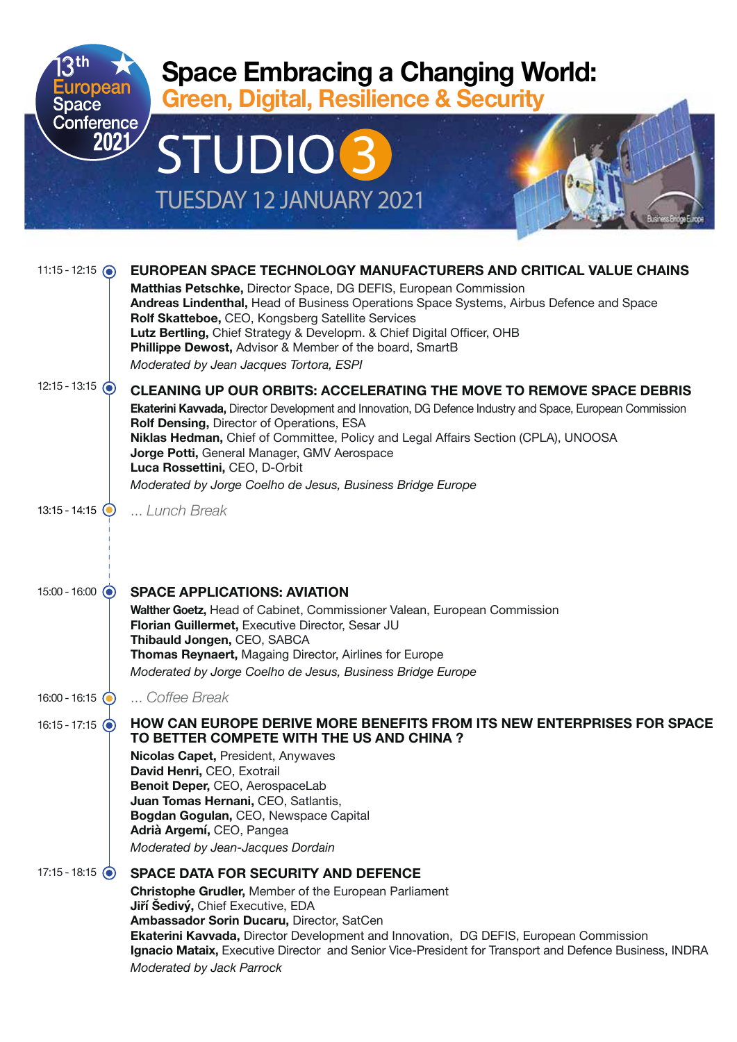13th European Space Conference 2021

# Space Embracing a Changing World:

## Green, Digital, Resilience & Security

# STUDIO 3

TUESDAY 12 JANUARY 2021

11:15 - 12:15

### EUROPEAN SPACE TECHNOLOGY MANUFACTURERS AND CRITICAL VALUE CHAINS

**Matthias Petschke,** Director Space, DG DEFIS, European Commission
**Andreas Lindenthal,** Head of Business Operations Space Systems, Airbus Defence and Space
**Rolf Skatteboe,** CEO, Kongsberg Satellite Services
**Lutz Bertling,** Chief Strategy & Developm. & Chief Digital Officer, OHB
**Phillippe Dewost,** Advisor & Member of the board, SmartB
*Moderated by Jean Jacques Tortora, ESPI*

12:15 - 13:15

### CLEANING UP OUR ORBITS: ACCELERATING THE MOVE TO REMOVE SPACE DEBRIS

**Ekaterini Kavvada,** Director Development and Innovation, DG Defence Industry and Space, European Commission
**Rolf Densing,** Director of Operations, ESA
**Niklas Hedman,** Chief of Committee, Policy and Legal Affairs Section (CPLA), UNOOSA
**Jorge Potti,** General Manager, GMV Aerospace
**Luca Rossettini,** CEO, D-Orbit
*Moderated by Jorge Coelho de Jesus, Business Bridge Europe*

13:15 - 14:15

*... Lunch Break*

15:00 - 16:00

### SPACE APPLICATIONS: AVIATION

**Walther Goetz,** Head of Cabinet, Commissioner Valean, European Commission
**Florian Guillermet,** Executive Director, Sesar JU
**Thibauld Jongen,** CEO, SABCA
**Thomas Reynaert,** Magaing Director, Airlines for Europe
*Moderated by Jorge Coelho de Jesus, Business Bridge Europe*

16:00 - 16:15

*... Coffee Break*

16:15 - 17:15

### HOW CAN EUROPE DERIVE MORE BENEFITS FROM ITS NEW ENTERPRISES FOR SPACE TO BETTER COMPETE WITH THE US AND CHINA ?

**Nicolas Capet,** President, Anywaves
**David Henri,** CEO, Exotrail
**Benoit Deper,** CEO, AerospaceLab
**Juan Tomas Hernani,** CEO, Satlantis,
**Bogdan Gogulan,** CEO, Newspace Capital
**Adrià Argemí,** CEO, Pangea
*Moderated by Jean-Jacques Dordain*

17:15 - 18:15

### SPACE DATA FOR SECURITY AND DEFENCE

**Christophe Grudler,** Member of the European Parliament
**Jiří Šedivý,** Chief Executive, EDA
**Ambassador Sorin Ducaru,** Director, SatCen
**Ekaterini Kavvada,** Director Development and Innovation, DG DEFIS, European Commission
**Ignacio Mataix,** Executive Director and Senior Vice-President for Transport and Defence Business, INDRA
*Moderated by Jack Parrock*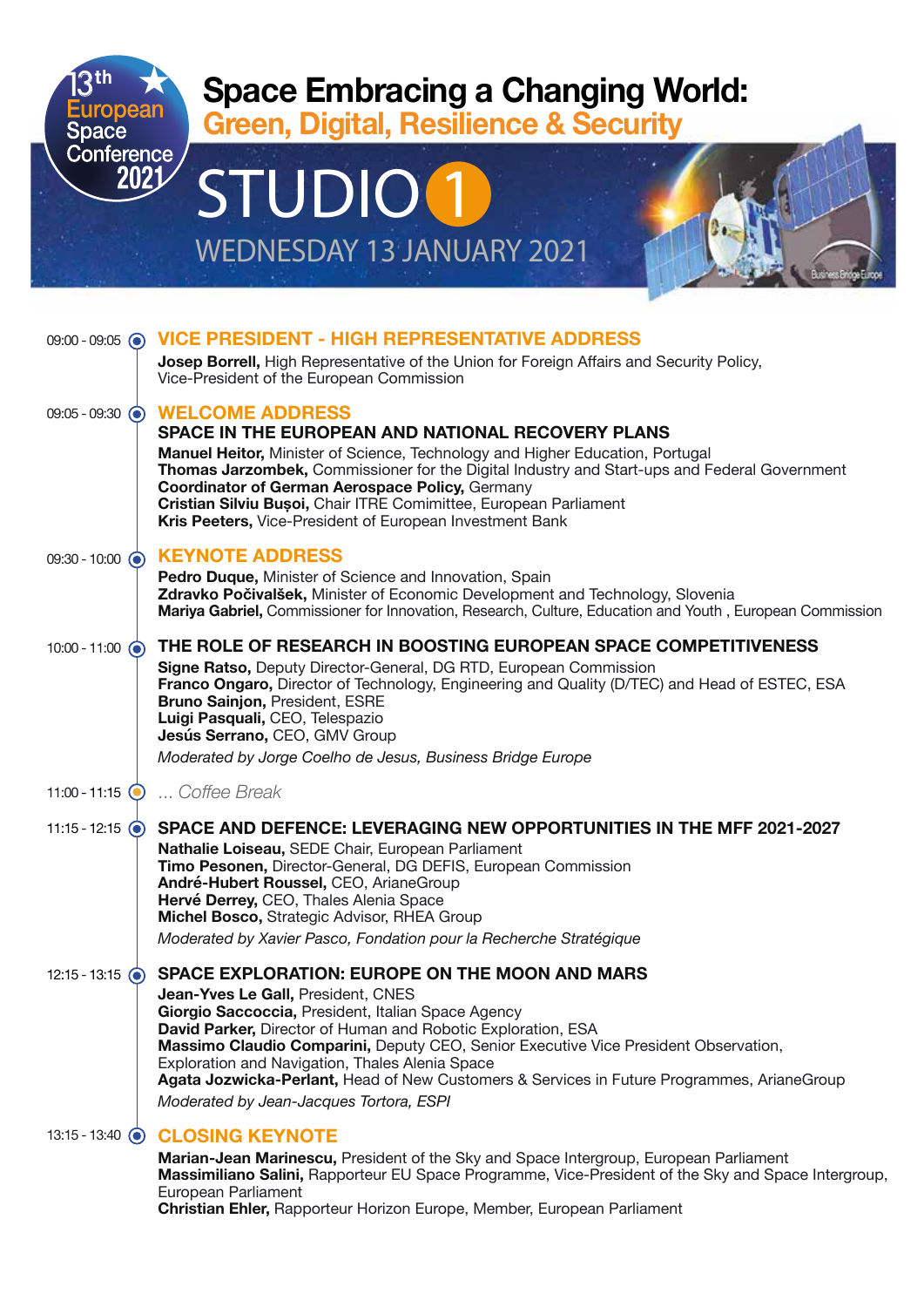13th European Space Conference 2021

# Space Embracing a Changing World:
## Green, Digital, Resilience & Security

# STUDIO 1

WEDNESDAY 13 JANUARY 2021

09:00 - 09:05 **VICE PRESIDENT - HIGH REPRESENTATIVE ADDRESS**

**Josep Borrell,** High Representative of the Union for Foreign Affairs and Security Policy, Vice-President of the European Commission

09:05 - 09:30 **WELCOME ADDRESS**

**SPACE IN THE EUROPEAN AND NATIONAL RECOVERY PLANS**

**Manuel Heitor,** Minister of Science, Technology and Higher Education, Portugal
**Thomas Jarzombek,** Commissioner for the Digital Industry and Start-ups and Federal Government **Coordinator of German Aerospace Policy,** Germany
**Cristian Silviu Bușoi,** Chair ITRE Comimittee, European Parliament
**Kris Peeters,** Vice-President of European Investment Bank

09:30 - 10:00 **KEYNOTE ADDRESS**

**Pedro Duque,** Minister of Science and Innovation, Spain
**Zdravko Počivalšek,** Minister of Economic Development and Technology, Slovenia
**Mariya Gabriel,** Commissioner for Innovation, Research, Culture, Education and Youth , European Commission

10:00 - 11:00 **THE ROLE OF RESEARCH IN BOOSTING EUROPEAN SPACE COMPETITIVENESS**

**Signe Ratso,** Deputy Director-General, DG RTD, European Commission
**Franco Ongaro,** Director of Technology, Engineering and Quality (D/TEC) and Head of ESTEC, ESA
**Bruno Sainjon,** President, ESRE
**Luigi Pasquali,** CEO, Telespazio
**Jesús Serrano,** CEO, GMV Group

*Moderated by Jorge Coelho de Jesus, Business Bridge Europe*

11:00 - 11:15 *... Coffee Break*

11:15 - 12:15 **SPACE AND DEFENCE: LEVERAGING NEW OPPORTUNITIES IN THE MFF 2021-2027**

**Nathalie Loiseau,** SEDE Chair, European Parliament
**Timo Pesonen,** Director-General, DG DEFIS, European Commission
**André-Hubert Roussel,** CEO, ArianeGroup
**Hervé Derrey,** CEO, Thales Alenia Space
**Michel Bosco,** Strategic Advisor, RHEA Group

*Moderated by Xavier Pasco, Fondation pour la Recherche Stratégique*

12:15 - 13:15 **SPACE EXPLORATION: EUROPE ON THE MOON AND MARS**

**Jean-Yves Le Gall,** President, CNES
**Giorgio Saccoccia,** President, Italian Space Agency
**David Parker,** Director of Human and Robotic Exploration, ESA
**Massimo Claudio Comparini,** Deputy CEO, Senior Executive Vice President Observation, Exploration and Navigation, Thales Alenia Space
**Agata Jozwicka-Perlant,** Head of New Customers & Services in Future Programmes, ArianeGroup

*Moderated by Jean-Jacques Tortora, ESPI*

13:15 - 13:40 **CLOSING KEYNOTE**

**Marian-Jean Marinescu,** President of the Sky and Space Intergroup, European Parliament
**Massimiliano Salini,** Rapporteur EU Space Programme, Vice-President of the Sky and Space Intergroup, European Parliament
**Christian Ehler,** Rapporteur Horizon Europe, Member, European Parliament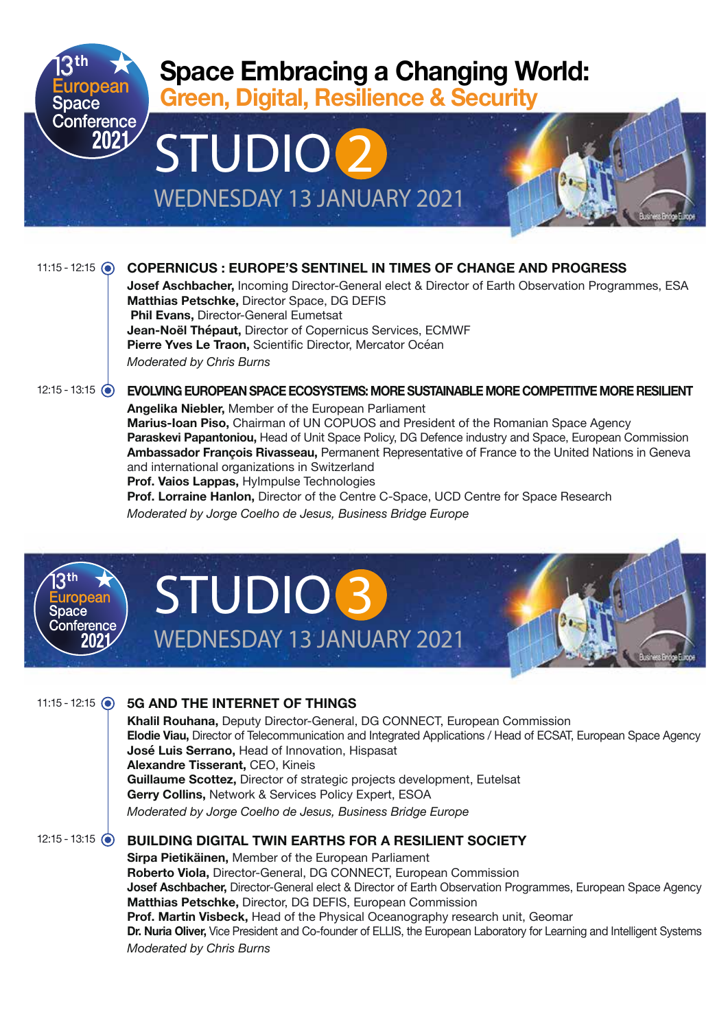# 13th European Space Conference 2021

# Space Embracing a Changing World: Green, Digital, Resilience & Security

## STUDIO 2

## WEDNESDAY 13 JANUARY 2021

11:15 - 12:15

### COPERNICUS : EUROPE'S SENTINEL IN TIMES OF CHANGE AND PROGRESS

**Josef Aschbacher,** Incoming Director-General elect & Director of Earth Observation Programmes, ESA
**Matthias Petschke,** Director Space, DG DEFIS
**Phil Evans,** Director-General Eumetsat
**Jean-Noël Thépaut,** Director of Copernicus Services, ECMWF
**Pierre Yves Le Traon,** Scientific Director, Mercator Océan
*Moderated by Chris Burns*

12:15 - 13:15

### EVOLVING EUROPEAN SPACE ECOSYSTEMS: MORE SUSTAINABLE MORE COMPETITIVE MORE RESILIENT

**Angelika Niebler,** Member of the European Parliament
**Marius-Ioan Piso,** Chairman of UN COPUOS and President of the Romanian Space Agency
**Paraskevi Papantoniou,** Head of Unit Space Policy, DG Defence industry and Space, European Commission
**Ambassador François Rivasseau,** Permanent Representative of France to the United Nations in Geneva and international organizations in Switzerland
**Prof. Vaios Lappas,** HyImpulse Technologies
**Prof. Lorraine Hanlon,** Director of the Centre C-Space, UCD Centre for Space Research
*Moderated by Jorge Coelho de Jesus, Business Bridge Europe*

# 13th European Space Conference 2021

## STUDIO 3

## WEDNESDAY 13 JANUARY 2021

11:15 - 12:15

### 5G AND THE INTERNET OF THINGS

**Khalil Rouhana,** Deputy Director-General, DG CONNECT, European Commission
**Elodie Viau,** Director of Telecommunication and Integrated Applications / Head of ECSAT, European Space Agency
**José Luis Serrano,** Head of Innovation, Hispasat
**Alexandre Tisserant,** CEO, Kineis
**Guillaume Scottez,** Director of strategic projects development, Eutelsat
**Gerry Collins,** Network & Services Policy Expert, ESOA
*Moderated by Jorge Coelho de Jesus, Business Bridge Europe*

12:15 - 13:15

### BUILDING DIGITAL TWIN EARTHS FOR A RESILIENT SOCIETY

**Sirpa Pietikäinen,** Member of the European Parliament
**Roberto Viola,** Director-General, DG CONNECT, European Commission
**Josef Aschbacher,** Director-General elect & Director of Earth Observation Programmes, European Space Agency
**Matthias Petschke,** Director, DG DEFIS, European Commission
**Prof. Martin Visbeck,** Head of the Physical Oceanography research unit, Geomar
**Dr. Nuria Oliver,** Vice President and Co-founder of ELLIS, the European Laboratory for Learning and Intelligent Systems
*Moderated by Chris Burns*